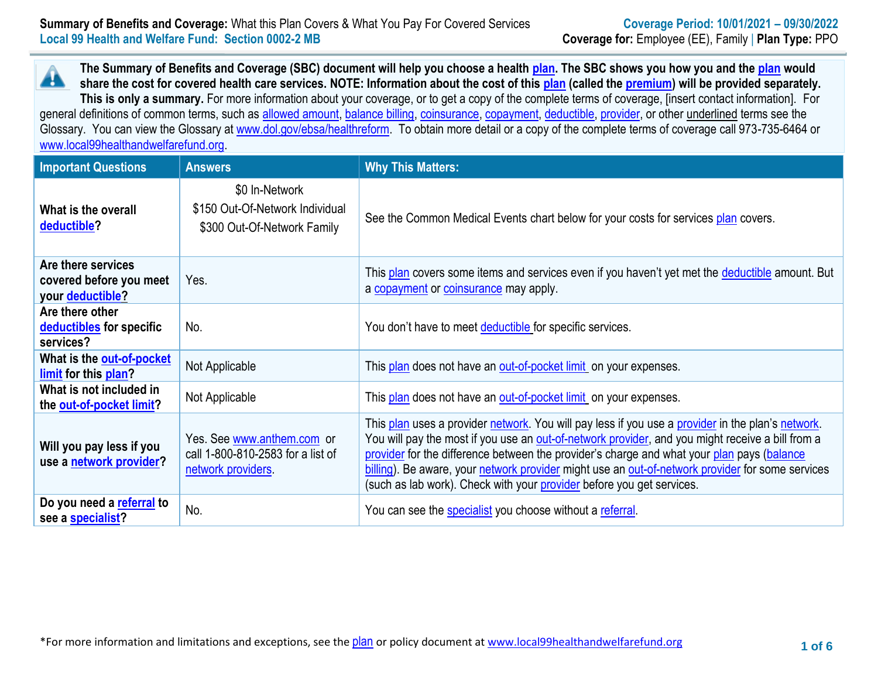**Summary of Benefits and Coverage:** What this Plan Covers & What You Pay For Covered Services
**Local 99 Health and Welfare Fund: Section 0002-2 MB**

**Coverage Period: 10/01/2021 – 09/30/2022**
**Coverage for:** Employee (EE), Family | **Plan Type:** PPO

**The Summary of Benefits and Coverage (SBC) document will help you choose a health plan. The SBC shows you how you and the plan would share the cost for covered health care services. NOTE: Information about the cost of this plan (called the premium) will be provided separately. This is only a summary.** For more information about your coverage, or to get a copy of the complete terms of coverage, [insert contact information]. For general definitions of common terms, such as allowed amount, balance billing, coinsurance, copayment, deductible, provider, or other underlined terms see the Glossary. You can view the Glossary at www.dol.gov/ebsa/healthreform. To obtain more detail or a copy of the complete terms of coverage call 973-735-6464 or www.local99healthandwelfarefund.org.

| Important Questions | Answers | Why This Matters: |
|---|---|---|
| **What is the overall deductible?** | $0 In-Network<br>$150 Out-Of-Network Individual<br>$300 Out-Of-Network Family | See the Common Medical Events chart below for your costs for services plan covers. |
| **Are there services covered before you meet your deductible?** | Yes. | This plan covers some items and services even if you haven't yet met the deductible amount. But a copayment or coinsurance may apply. |
| **Are there other deductibles for specific services?** | No. | You don't have to meet deductible for specific services. |
| **What is the out-of-pocket limit for this plan?** | Not Applicable | This plan does not have an out-of-pocket limit on your expenses. |
| **What is not included in the out-of-pocket limit?** | Not Applicable | This plan does not have an out-of-pocket limit on your expenses. |
| **Will you pay less if you use a network provider?** | Yes. See www.anthem.com or call 1-800-810-2583 for a list of network providers. | This plan uses a provider network. You will pay less if you use a provider in the plan's network. You will pay the most if you use an out-of-network provider, and you might receive a bill from a provider for the difference between the provider's charge and what your plan pays (balance billing). Be aware, your network provider might use an out-of-network provider for some services (such as lab work). Check with your provider before you get services. |
| **Do you need a referral to see a specialist?** | No. | You can see the specialist you choose without a referral. |

*For more information and limitations and exceptions, see the plan or policy document at www.local99healthandwelfarefund.org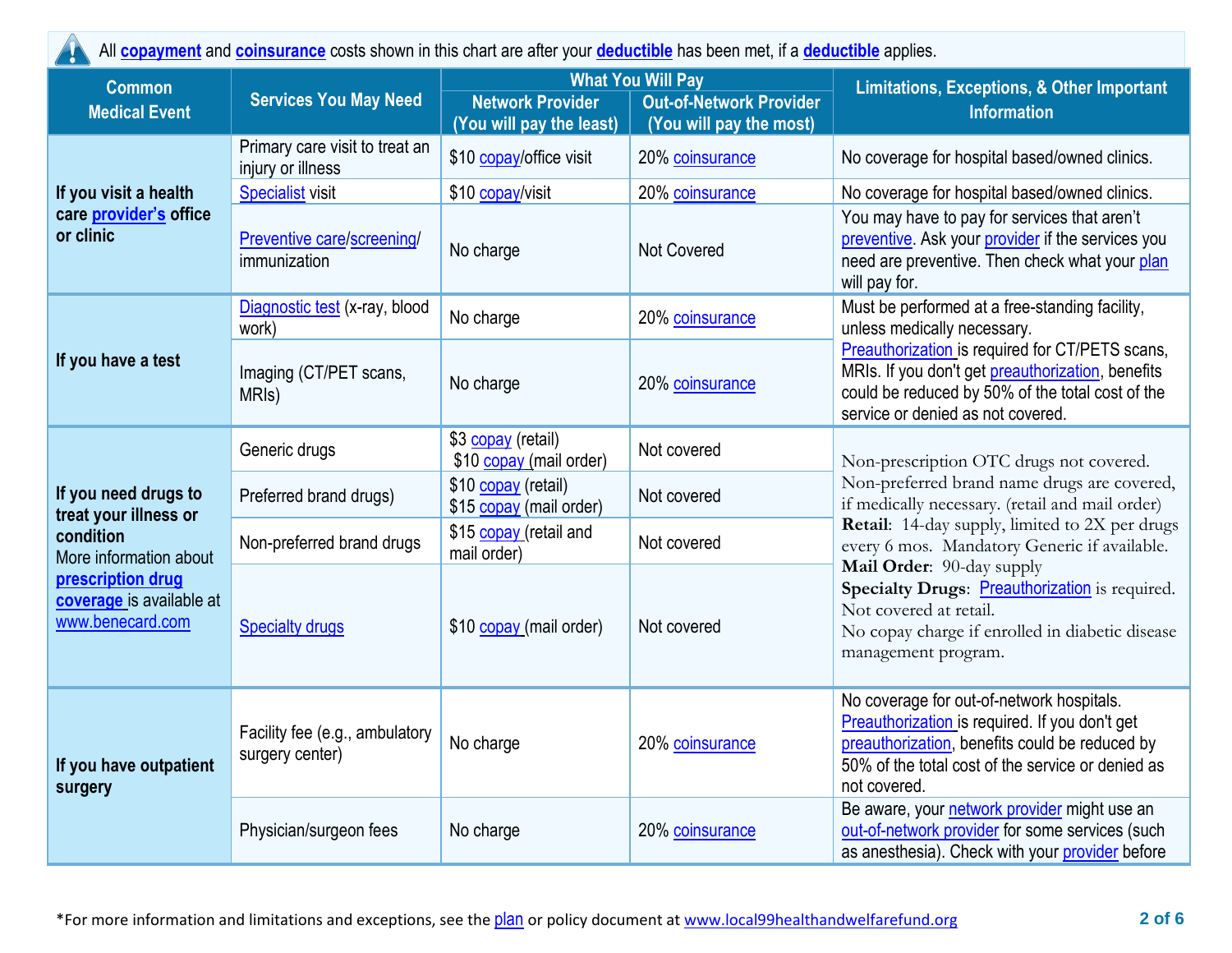All **copayment** and **coinsurance** costs shown in this chart are after your **deductible** has been met, if a **deductible** applies.

| Common Medical Event | Services You May Need | What You Will Pay | | Limitations, Exceptions, & Other Important Information |
|---|---|---|---|---|
| | | Network Provider (You will pay the least) | Out-of-Network Provider (You will pay the most) | |
| **If you visit a health care provider's office or clinic** | Primary care visit to treat an injury or illness | $10 copay/office visit | 20% coinsurance | No coverage for hospital based/owned clinics. |
| | Specialist visit | $10 copay/visit | 20% coinsurance | No coverage for hospital based/owned clinics. |
| | Preventive care/screening/ immunization | No charge | Not Covered | You may have to pay for services that aren't preventive. Ask your provider if the services you need are preventive. Then check what your plan will pay for. |
| **If you have a test** | Diagnostic test (x-ray, blood work) | No charge | 20% coinsurance | Must be performed at a free-standing facility, unless medically necessary. Preauthorization is required for CT/PETS scans, MRIs. If you don't get preauthorization, benefits could be reduced by 50% of the total cost of the service or denied as not covered. |
| | Imaging (CT/PET scans, MRIs) | No charge | 20% coinsurance | |
| **If you need drugs to treat your illness or condition** More information about **prescription drug coverage** is available at www.benecard.com | Generic drugs | $3 copay (retail) $10 copay (mail order) | Not covered | Non-prescription OTC drugs not covered. Non-preferred brand name drugs are covered, if medically necessary. (retail and mail order) **Retail**: 14-day supply, limited to 2X per drugs every 6 mos. Mandatory Generic if available. **Mail Order**: 90-day supply **Specialty Drugs**: Preauthorization is required. Not covered at retail. No copay charge if enrolled in diabetic disease management program. |
| | Preferred brand drugs) | $10 copay (retail) $15 copay (mail order) | Not covered | |
| | Non-preferred brand drugs | $15 copay (retail and mail order) | Not covered | |
| | Specialty drugs | $10 copay (mail order) | Not covered | |
| **If you have outpatient surgery** | Facility fee (e.g., ambulatory surgery center) | No charge | 20% coinsurance | No coverage for out-of-network hospitals. Preauthorization is required. If you don't get preauthorization, benefits could be reduced by 50% of the total cost of the service or denied as not covered. |
| | Physician/surgeon fees | No charge | 20% coinsurance | Be aware, your network provider might use an out-of-network provider for some services (such as anesthesia). Check with your provider before |

*For more information and limitations and exceptions, see the plan or policy document at www.local99healthandwelfarefund.org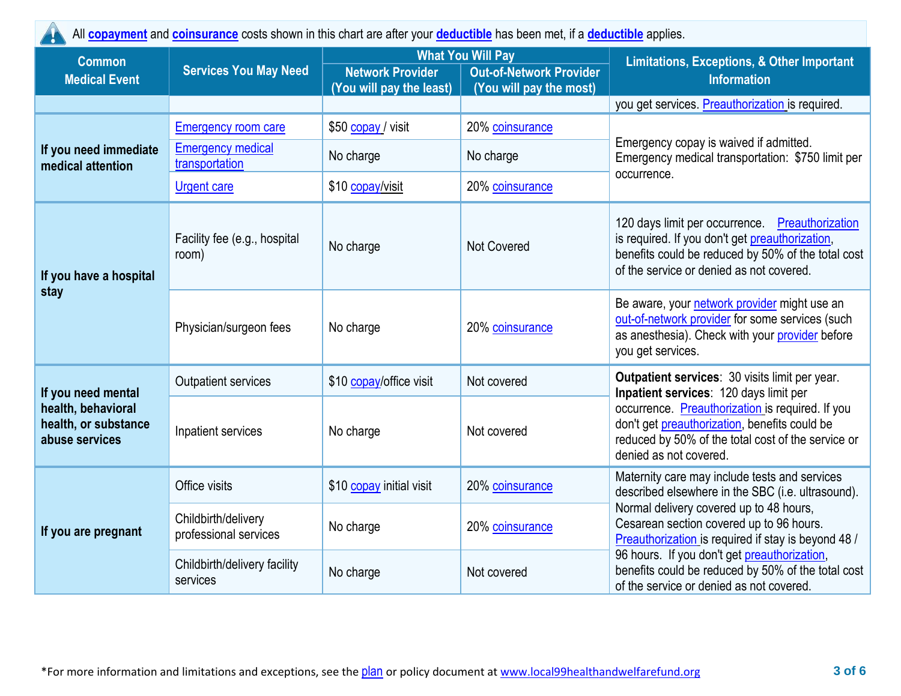All **copayment** and **coinsurance** costs shown in this chart are after your **deductible** has been met, if a **deductible** applies.

| Common Medical Event | Services You May Need | What You Will Pay | | Limitations, Exceptions, & Other Important Information |
|---|---|---|---|---|
| | | Network Provider (You will pay the least) | Out-of-Network Provider (You will pay the most) | |
| | | | | you get services. Preauthorization is required. |
| If you need immediate medical attention | Emergency room care | $50 copay / visit | 20% coinsurance | Emergency copay is waived if admitted. Emergency medical transportation: $750 limit per occurrence. |
| | Emergency medical transportation | No charge | No charge | |
| | Urgent care | $10 copay/visit | 20% coinsurance | |
| If you have a hospital stay | Facility fee (e.g., hospital room) | No charge | Not Covered | 120 days limit per occurrence. Preauthorization is required. If you don't get preauthorization, benefits could be reduced by 50% of the total cost of the service or denied as not covered. |
| | Physician/surgeon fees | No charge | 20% coinsurance | Be aware, your network provider might use an out-of-network provider for some services (such as anesthesia). Check with your provider before you get services. |
| If you need mental health, behavioral health, or substance abuse services | Outpatient services | $10 copay/office visit | Not covered | **Outpatient services**: 30 visits limit per year. **Inpatient services**: 120 days limit per occurrence. Preauthorization is required. If you don't get preauthorization, benefits could be reduced by 50% of the total cost of the service or denied as not covered. |
| | Inpatient services | No charge | Not covered | |
| If you are pregnant | Office visits | $10 copay initial visit | 20% coinsurance | Maternity care may include tests and services described elsewhere in the SBC (i.e. ultrasound). Normal delivery covered up to 48 hours, Cesarean section covered up to 96 hours. Preauthorization is required if stay is beyond 48 / 96 hours. If you don't get preauthorization, benefits could be reduced by 50% of the total cost of the service or denied as not covered. |
| | Childbirth/delivery professional services | No charge | 20% coinsurance | |
| | Childbirth/delivery facility services | No charge | Not covered | |

*For more information and limitations and exceptions, see the plan or policy document at www.local99healthandwelfarefund.org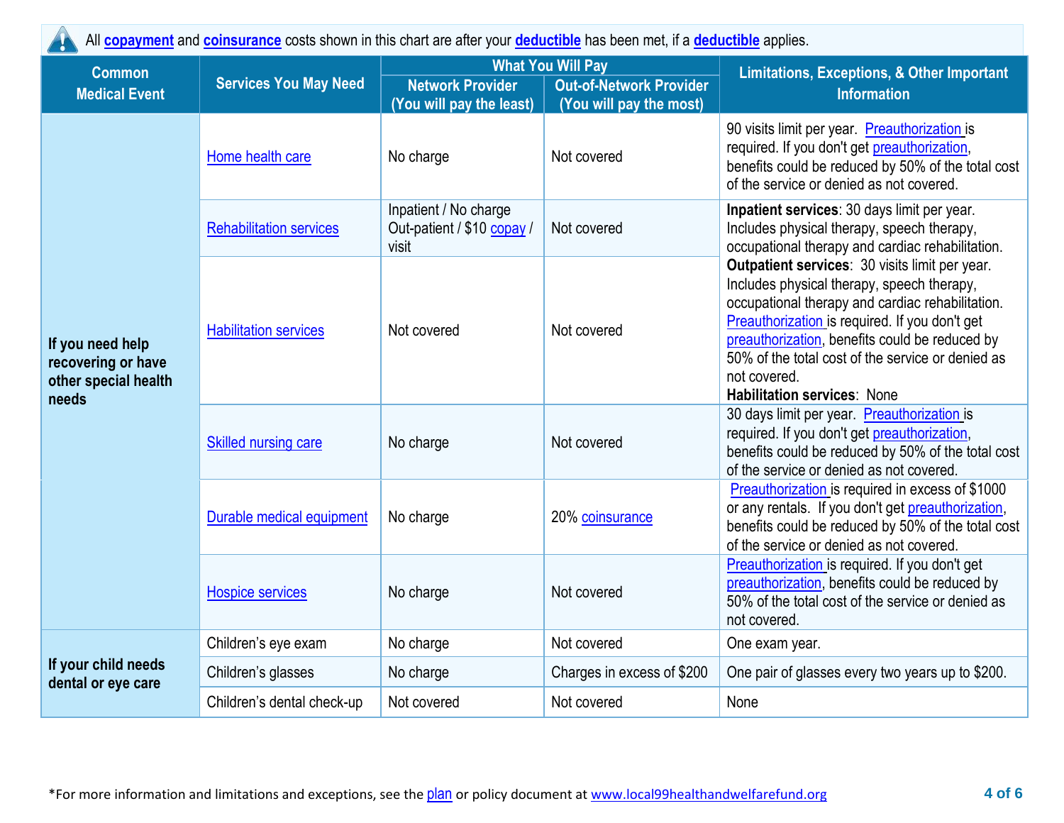All **copayment** and **coinsurance** costs shown in this chart are after your **deductible** has been met, if a **deductible** applies.

| Common Medical Event | Services You May Need | What You Will Pay | | Limitations, Exceptions, & Other Important Information |
|---|---|---|---|---|
| | | Network Provider (You will pay the least) | Out-of-Network Provider (You will pay the most) | |
| If you need help recovering or have other special health needs | Home health care | No charge | Not covered | 90 visits limit per year. Preauthorization is required. If you don't get preauthorization, benefits could be reduced by 50% of the total cost of the service or denied as not covered. |
| | Rehabilitation services | Inpatient / No charge Out-patient / $10 copay / visit | Not covered | **Inpatient services**: 30 days limit per year. Includes physical therapy, speech therapy, occupational therapy and cardiac rehabilitation. **Outpatient services**: 30 visits limit per year. Includes physical therapy, speech therapy, occupational therapy and cardiac rehabilitation. Preauthorization is required. If you don't get preauthorization, benefits could be reduced by 50% of the total cost of the service or denied as not covered. **Habilitation services**: None |
| | Habilitation services | Not covered | Not covered | |
| | Skilled nursing care | No charge | Not covered | 30 days limit per year. Preauthorization is required. If you don't get preauthorization, benefits could be reduced by 50% of the total cost of the service or denied as not covered. |
| | Durable medical equipment | No charge | 20% coinsurance | Preauthorization is required in excess of $1000 or any rentals. If you don't get preauthorization, benefits could be reduced by 50% of the total cost of the service or denied as not covered. |
| | Hospice services | No charge | Not covered | Preauthorization is required. If you don't get preauthorization, benefits could be reduced by 50% of the total cost of the service or denied as not covered. |
| If your child needs dental or eye care | Children's eye exam | No charge | Not covered | One exam year. |
| | Children's glasses | No charge | Charges in excess of $200 | One pair of glasses every two years up to $200. |
| | Children's dental check-up | Not covered | Not covered | None |

*For more information and limitations and exceptions, see the plan or policy document at www.local99healthandwelfarefund.org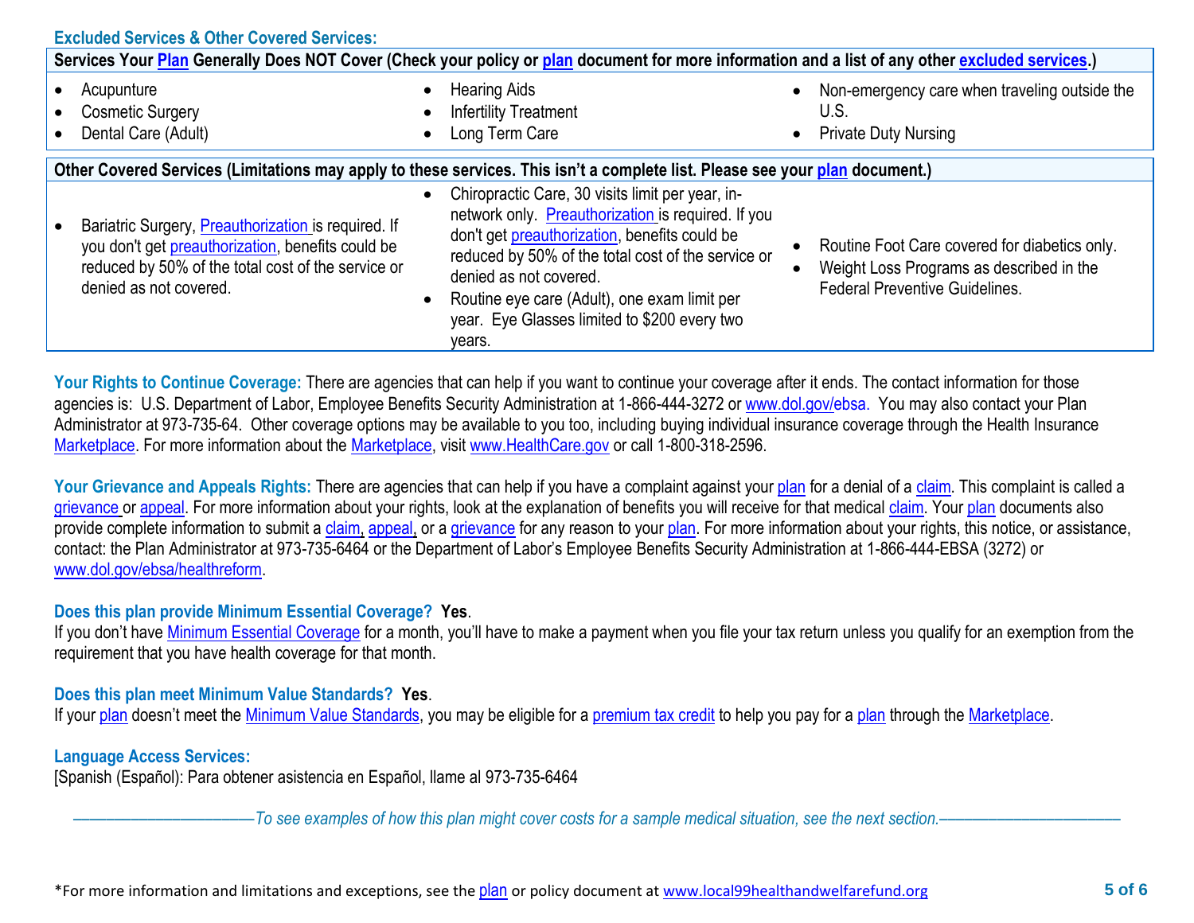### Excluded Services & Other Covered Services:

| Services Your Plan Generally Does NOT Cover (Check your policy or plan document for more information and a list of any other excluded services.) | | |
|---|---|---|
| • Acupunture<br>• Cosmetic Surgery<br>• Dental Care (Adult) | • Hearing Aids<br>• Infertility Treatment<br>• Long Term Care | • Non-emergency care when traveling outside the U.S.<br>• Private Duty Nursing |

| Other Covered Services (Limitations may apply to these services. This isn't a complete list. Please see your plan document.) | | |
|---|---|---|
| • Bariatric Surgery, Preauthorization is required. If you don't get preauthorization, benefits could be reduced by 50% of the total cost of the service or denied as not covered. | • Chiropractic Care, 30 visits limit per year, in-network only. Preauthorization is required. If you don't get preauthorization, benefits could be reduced by 50% of the total cost of the service or denied as not covered.<br>• Routine eye care (Adult), one exam limit per year. Eye Glasses limited to $200 every two years. | • Routine Foot Care covered for diabetics only.<br>• Weight Loss Programs as described in the Federal Preventive Guidelines. |

**Your Rights to Continue Coverage:** There are agencies that can help if you want to continue your coverage after it ends. The contact information for those agencies is: U.S. Department of Labor, Employee Benefits Security Administration at 1-866-444-3272 or www.dol.gov/ebsa. You may also contact your Plan Administrator at 973-735-64. Other coverage options may be available to you too, including buying individual insurance coverage through the Health Insurance Marketplace. For more information about the Marketplace, visit www.HealthCare.gov or call 1-800-318-2596.

**Your Grievance and Appeals Rights:** There are agencies that can help if you have a complaint against your plan for a denial of a claim. This complaint is called a grievance or appeal. For more information about your rights, look at the explanation of benefits you will receive for that medical claim. Your plan documents also provide complete information to submit a claim, appeal, or a grievance for any reason to your plan. For more information about your rights, this notice, or assistance, contact: the Plan Administrator at 973-735-6464 or the Department of Labor's Employee Benefits Security Administration at 1-866-444-EBSA (3272) or www.dol.gov/ebsa/healthreform.

**Does this plan provide Minimum Essential Coverage? Yes.**
If you don't have Minimum Essential Coverage for a month, you'll have to make a payment when you file your tax return unless you qualify for an exemption from the requirement that you have health coverage for that month.

**Does this plan meet Minimum Value Standards? Yes.**
If your plan doesn't meet the Minimum Value Standards, you may be eligible for a premium tax credit to help you pay for a plan through the Marketplace.

**Language Access Services:**
[Spanish (Español): Para obtener asistencia en Español, llame al 973-735-6464

*——————————To see examples of how this plan might cover costs for a sample medical situation, see the next section.——————————*

*For more information and limitations and exceptions, see the plan or policy document at www.local99healthandwelfarefund.org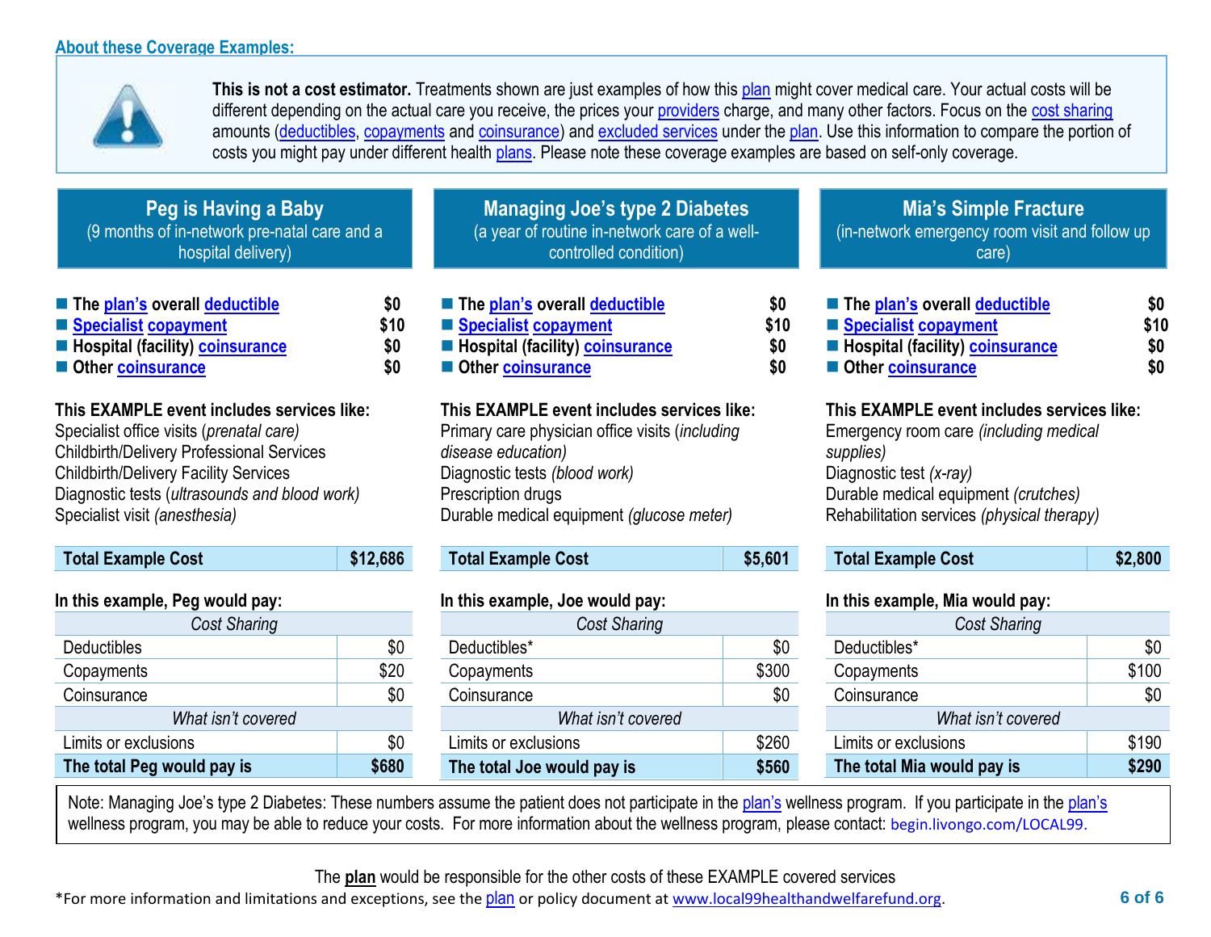### About these Coverage Examples:

**This is not a cost estimator.** Treatments shown are just examples of how this plan might cover medical care. Your actual costs will be different depending on the actual care you receive, the prices your providers charge, and many other factors. Focus on the cost sharing amounts (deductibles, copayments and coinsurance) and excluded services under the plan. Use this information to compare the portion of costs you might pay under different health plans. Please note these coverage examples are based on self-only coverage.

## Peg is Having a Baby
(9 months of in-network pre-natal care and a hospital delivery)

| | |
|---|---|
| **The plan's overall deductible** | **$0** |
| **Specialist copayment** | **$10** |
| **Hospital (facility) coinsurance** | **$0** |
| **Other coinsurance** | **$0** |

**This EXAMPLE event includes services like:**
Specialist office visits (*prenatal care)*
Childbirth/Delivery Professional Services
Childbirth/Delivery Facility Services
Diagnostic tests (*ultrasounds and blood work)*
Specialist visit *(anesthesia)*

| **Total Example Cost** | **$12,686** |
|---|---|

**In this example, Peg would pay:**

| *Cost Sharing* | |
|---|---|
| Deductibles | $0 |
| Copayments | $20 |
| Coinsurance | $0 |
| *What isn't covered* | |
| Limits or exclusions | $0 |
| **The total Peg would pay is** | **$680** |

## Managing Joe's type 2 Diabetes
(a year of routine in-network care of a well-controlled condition)

| | |
|---|---|
| **The plan's overall deductible** | **$0** |
| **Specialist copayment** | **$10** |
| **Hospital (facility) coinsurance** | **$0** |
| **Other coinsurance** | **$0** |

**This EXAMPLE event includes services like:**
Primary care physician office visits (*including disease education)*
Diagnostic tests *(blood work)*
Prescription drugs
Durable medical equipment *(glucose meter)*

| **Total Example Cost** | **$5,601** |
|---|---|

**In this example, Joe would pay:**

| *Cost Sharing* | |
|---|---|
| Deductibles* | $0 |
| Copayments | $300 |
| Coinsurance | $0 |
| *What isn't covered* | |
| Limits or exclusions | $260 |
| **The total Joe would pay is** | **$560** |

## Mia's Simple Fracture
(in-network emergency room visit and follow up care)

| | |
|---|---|
| **The plan's overall deductible** | **$0** |
| **Specialist copayment** | **$10** |
| **Hospital (facility) coinsurance** | **$0** |
| **Other coinsurance** | **$0** |

**This EXAMPLE event includes services like:**
Emergency room care *(including medical supplies)*
Diagnostic test *(x-ray)*
Durable medical equipment *(crutches)*
Rehabilitation services *(physical therapy)*

| **Total Example Cost** | **$2,800** |
|---|---|

**In this example, Mia would pay:**

| *Cost Sharing* | |
|---|---|
| Deductibles* | $0 |
| Copayments | $100 |
| Coinsurance | $0 |
| *What isn't covered* | |
| Limits or exclusions | $190 |
| **The total Mia would pay is** | **$290** |

Note: Managing Joe's type 2 Diabetes: These numbers assume the patient does not participate in the plan's wellness program. If you participate in the plan's wellness program, you may be able to reduce your costs. For more information about the wellness program, please contact: begin.livongo.com/LOCAL99.

The **plan** would be responsible for the other costs of these EXAMPLE covered services

*For more information and limitations and exceptions, see the plan or policy document at www.local99healthandwelfarefund.org.